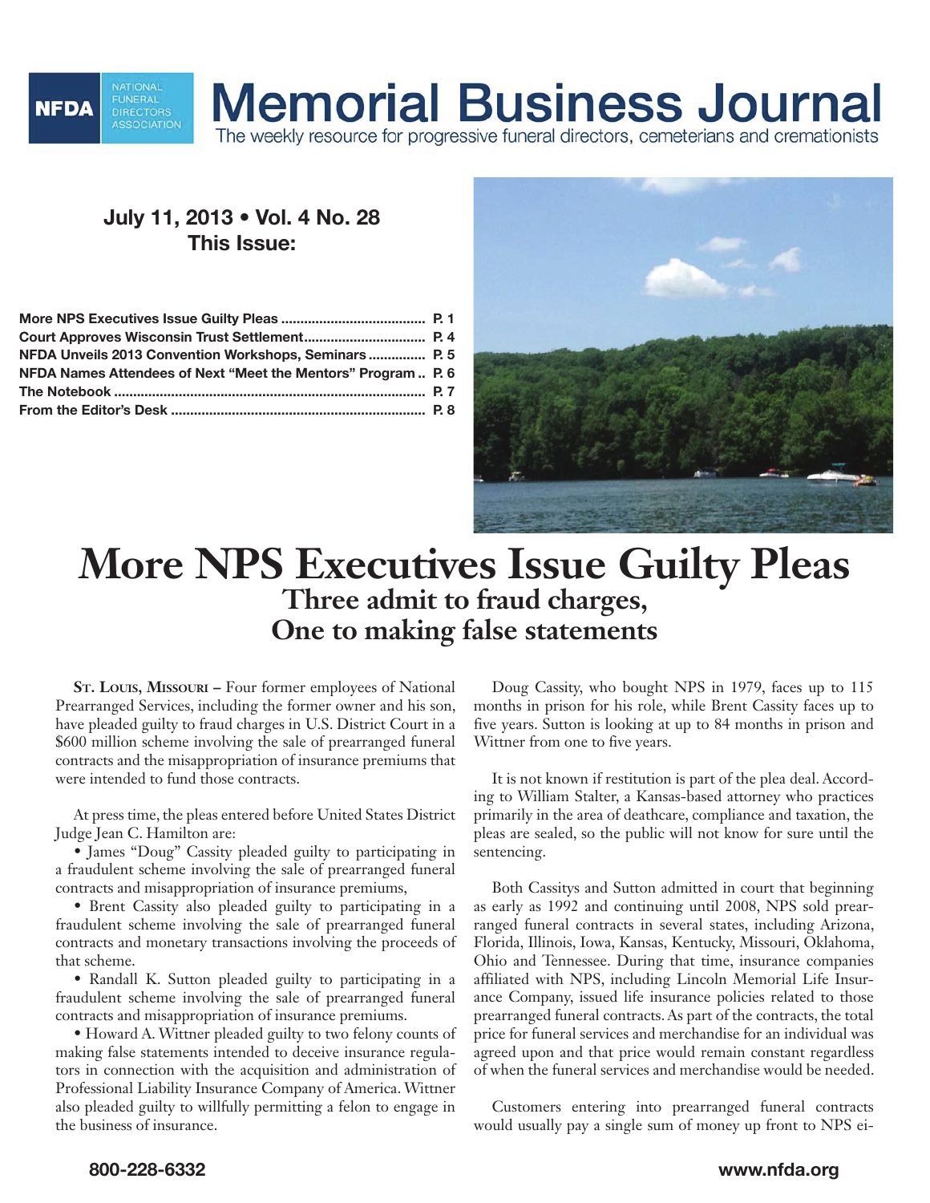NFDA NATIONAL FUNERAL DIRECTORS ASSOCIATION

# Memorial Business Journal

The weekly resource for progressive funeral directors, cemeterians and cremationists

**July 11, 2013 • Vol. 4 No. 28**
**This Issue:**

**More NPS Executives Issue Guilty Pleas ..................................... P. 1**
**Court Approves Wisconsin Trust Settlement............................... P. 4**
**NFDA Unveils 2013 Convention Workshops, Seminars .............. P. 5**
**NFDA Names Attendees of Next "Meet the Mentors" Program .. P. 6**
**The Notebook ................................................................................ P. 7**
**From the Editor's Desk ................................................................. P. 8**

# More NPS Executives Issue Guilty Pleas

## Three admit to fraud charges, One to making false statements

**St. Louis, Missouri –** Four former employees of National Prearranged Services, including the former owner and his son, have pleaded guilty to fraud charges in U.S. District Court in a $600 million scheme involving the sale of prearranged funeral contracts and the misappropriation of insurance premiums that were intended to fund those contracts.

At press time, the pleas entered before United States District Judge Jean C. Hamilton are:

- James "Doug" Cassity pleaded guilty to participating in a fraudulent scheme involving the sale of prearranged funeral contracts and misappropriation of insurance premiums,
- Brent Cassity also pleaded guilty to participating in a fraudulent scheme involving the sale of prearranged funeral contracts and monetary transactions involving the proceeds of that scheme.
- Randall K. Sutton pleaded guilty to participating in a fraudulent scheme involving the sale of prearranged funeral contracts and misappropriation of insurance premiums.
- Howard A. Wittner pleaded guilty to two felony counts of making false statements intended to deceive insurance regulators in connection with the acquisition and administration of Professional Liability Insurance Company of America. Wittner also pleaded guilty to willfully permitting a felon to engage in the business of insurance.

Doug Cassity, who bought NPS in 1979, faces up to 115 months in prison for his role, while Brent Cassity faces up to five years. Sutton is looking at up to 84 months in prison and Wittner from one to five years.

It is not known if restitution is part of the plea deal. According to William Stalter, a Kansas-based attorney who practices primarily in the area of deathcare, compliance and taxation, the pleas are sealed, so the public will not know for sure until the sentencing.

Both Cassitys and Sutton admitted in court that beginning as early as 1992 and continuing until 2008, NPS sold prearranged funeral contracts in several states, including Arizona, Florida, Illinois, Iowa, Kansas, Kentucky, Missouri, Oklahoma, Ohio and Tennessee. During that time, insurance companies affiliated with NPS, including Lincoln Memorial Life Insurance Company, issued life insurance policies related to those prearranged funeral contracts. As part of the contracts, the total price for funeral services and merchandise for an individual was agreed upon and that price would remain constant regardless of when the funeral services and merchandise would be needed.

Customers entering into prearranged funeral contracts would usually pay a single sum of money up front to NPS ei-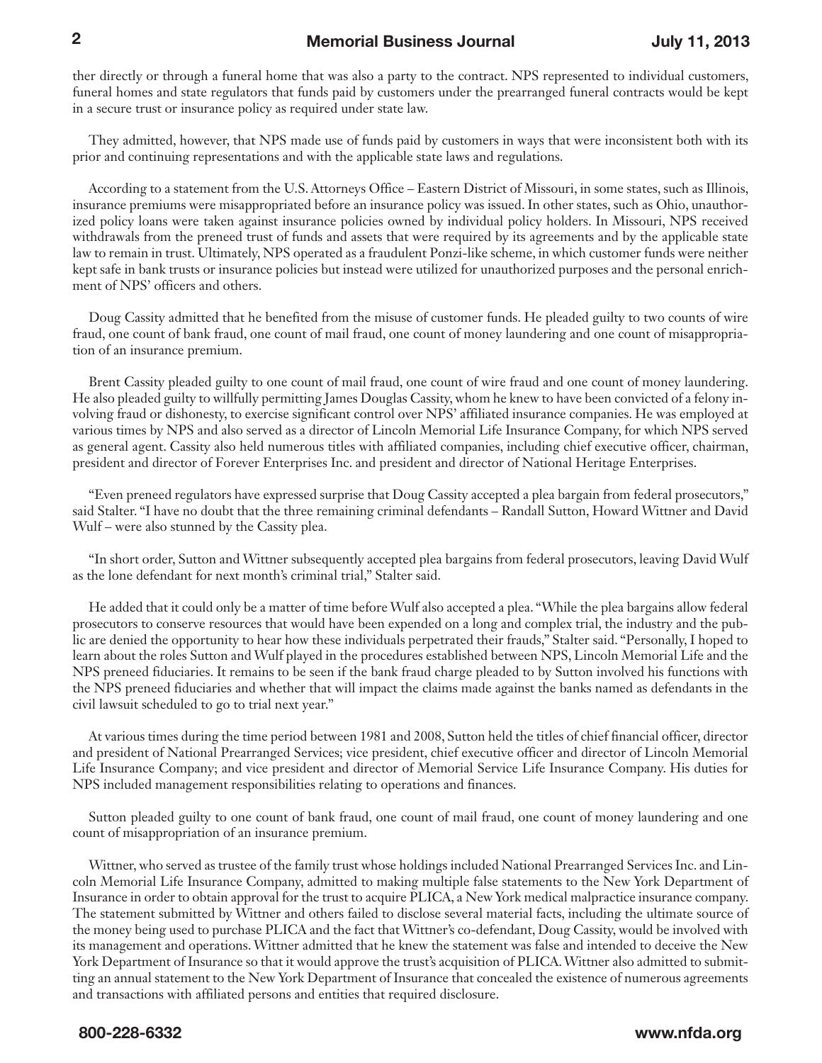ther directly or through a funeral home that was also a party to the contract. NPS represented to individual customers, funeral homes and state regulators that funds paid by customers under the prearranged funeral contracts would be kept in a secure trust or insurance policy as required under state law.

They admitted, however, that NPS made use of funds paid by customers in ways that were inconsistent both with its prior and continuing representations and with the applicable state laws and regulations.

According to a statement from the U.S. Attorneys Office – Eastern District of Missouri, in some states, such as Illinois, insurance premiums were misappropriated before an insurance policy was issued. In other states, such as Ohio, unauthorized policy loans were taken against insurance policies owned by individual policy holders. In Missouri, NPS received withdrawals from the preneed trust of funds and assets that were required by its agreements and by the applicable state law to remain in trust. Ultimately, NPS operated as a fraudulent Ponzi-like scheme, in which customer funds were neither kept safe in bank trusts or insurance policies but instead were utilized for unauthorized purposes and the personal enrichment of NPS' officers and others.

Doug Cassity admitted that he benefited from the misuse of customer funds. He pleaded guilty to two counts of wire fraud, one count of bank fraud, one count of mail fraud, one count of money laundering and one count of misappropriation of an insurance premium.

Brent Cassity pleaded guilty to one count of mail fraud, one count of wire fraud and one count of money laundering. He also pleaded guilty to willfully permitting James Douglas Cassity, whom he knew to have been convicted of a felony involving fraud or dishonesty, to exercise significant control over NPS' affiliated insurance companies. He was employed at various times by NPS and also served as a director of Lincoln Memorial Life Insurance Company, for which NPS served as general agent. Cassity also held numerous titles with affiliated companies, including chief executive officer, chairman, president and director of Forever Enterprises Inc. and president and director of National Heritage Enterprises.

"Even preneed regulators have expressed surprise that Doug Cassity accepted a plea bargain from federal prosecutors," said Stalter. "I have no doubt that the three remaining criminal defendants – Randall Sutton, Howard Wittner and David Wulf – were also stunned by the Cassity plea.

"In short order, Sutton and Wittner subsequently accepted plea bargains from federal prosecutors, leaving David Wulf as the lone defendant for next month's criminal trial," Stalter said.

He added that it could only be a matter of time before Wulf also accepted a plea. "While the plea bargains allow federal prosecutors to conserve resources that would have been expended on a long and complex trial, the industry and the public are denied the opportunity to hear how these individuals perpetrated their frauds," Stalter said. "Personally, I hoped to learn about the roles Sutton and Wulf played in the procedures established between NPS, Lincoln Memorial Life and the NPS preneed fiduciaries. It remains to be seen if the bank fraud charge pleaded to by Sutton involved his functions with the NPS preneed fiduciaries and whether that will impact the claims made against the banks named as defendants in the civil lawsuit scheduled to go to trial next year."

At various times during the time period between 1981 and 2008, Sutton held the titles of chief financial officer, director and president of National Prearranged Services; vice president, chief executive officer and director of Lincoln Memorial Life Insurance Company; and vice president and director of Memorial Service Life Insurance Company. His duties for NPS included management responsibilities relating to operations and finances.

Sutton pleaded guilty to one count of bank fraud, one count of mail fraud, one count of money laundering and one count of misappropriation of an insurance premium.

Wittner, who served as trustee of the family trust whose holdings included National Prearranged Services Inc. and Lincoln Memorial Life Insurance Company, admitted to making multiple false statements to the New York Department of Insurance in order to obtain approval for the trust to acquire PLICA, a New York medical malpractice insurance company. The statement submitted by Wittner and others failed to disclose several material facts, including the ultimate source of the money being used to purchase PLICA and the fact that Wittner's co-defendant, Doug Cassity, would be involved with its management and operations. Wittner admitted that he knew the statement was false and intended to deceive the New York Department of Insurance so that it would approve the trust's acquisition of PLICA. Wittner also admitted to submitting an annual statement to the New York Department of Insurance that concealed the existence of numerous agreements and transactions with affiliated persons and entities that required disclosure.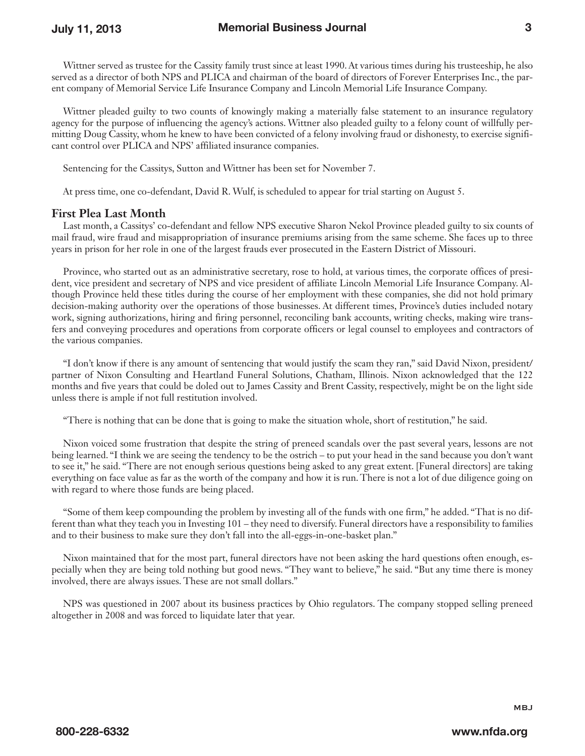Wittner served as trustee for the Cassity family trust since at least 1990. At various times during his trusteeship, he also served as a director of both NPS and PLICA and chairman of the board of directors of Forever Enterprises Inc., the parent company of Memorial Service Life Insurance Company and Lincoln Memorial Life Insurance Company.

Wittner pleaded guilty to two counts of knowingly making a materially false statement to an insurance regulatory agency for the purpose of influencing the agency's actions. Wittner also pleaded guilty to a felony count of willfully permitting Doug Cassity, whom he knew to have been convicted of a felony involving fraud or dishonesty, to exercise significant control over PLICA and NPS' affiliated insurance companies.

Sentencing for the Cassitys, Sutton and Wittner has been set for November 7.

At press time, one co-defendant, David R. Wulf, is scheduled to appear for trial starting on August 5.

## First Plea Last Month

Last month, a Cassitys' co-defendant and fellow NPS executive Sharon Nekol Province pleaded guilty to six counts of mail fraud, wire fraud and misappropriation of insurance premiums arising from the same scheme. She faces up to three years in prison for her role in one of the largest frauds ever prosecuted in the Eastern District of Missouri.

Province, who started out as an administrative secretary, rose to hold, at various times, the corporate offices of president, vice president and secretary of NPS and vice president of affiliate Lincoln Memorial Life Insurance Company. Although Province held these titles during the course of her employment with these companies, she did not hold primary decision-making authority over the operations of those businesses. At different times, Province's duties included notary work, signing authorizations, hiring and firing personnel, reconciling bank accounts, writing checks, making wire transfers and conveying procedures and operations from corporate officers or legal counsel to employees and contractors of the various companies.

"I don't know if there is any amount of sentencing that would justify the scam they ran," said David Nixon, president/partner of Nixon Consulting and Heartland Funeral Solutions, Chatham, Illinois. Nixon acknowledged that the 122 months and five years that could be doled out to James Cassity and Brent Cassity, respectively, might be on the light side unless there is ample if not full restitution involved.

"There is nothing that can be done that is going to make the situation whole, short of restitution," he said.

Nixon voiced some frustration that despite the string of preneed scandals over the past several years, lessons are not being learned. "I think we are seeing the tendency to be the ostrich – to put your head in the sand because you don't want to see it," he said. "There are not enough serious questions being asked to any great extent. [Funeral directors] are taking everything on face value as far as the worth of the company and how it is run. There is not a lot of due diligence going on with regard to where those funds are being placed.

"Some of them keep compounding the problem by investing all of the funds with one firm," he added. "That is no different than what they teach you in Investing 101 – they need to diversify. Funeral directors have a responsibility to families and to their business to make sure they don't fall into the all-eggs-in-one-basket plan."

Nixon maintained that for the most part, funeral directors have not been asking the hard questions often enough, especially when they are being told nothing but good news. "They want to believe," he said. "But any time there is money involved, there are always issues. These are not small dollars."

NPS was questioned in 2007 about its business practices by Ohio regulators. The company stopped selling preneed altogether in 2008 and was forced to liquidate later that year.

MBJ